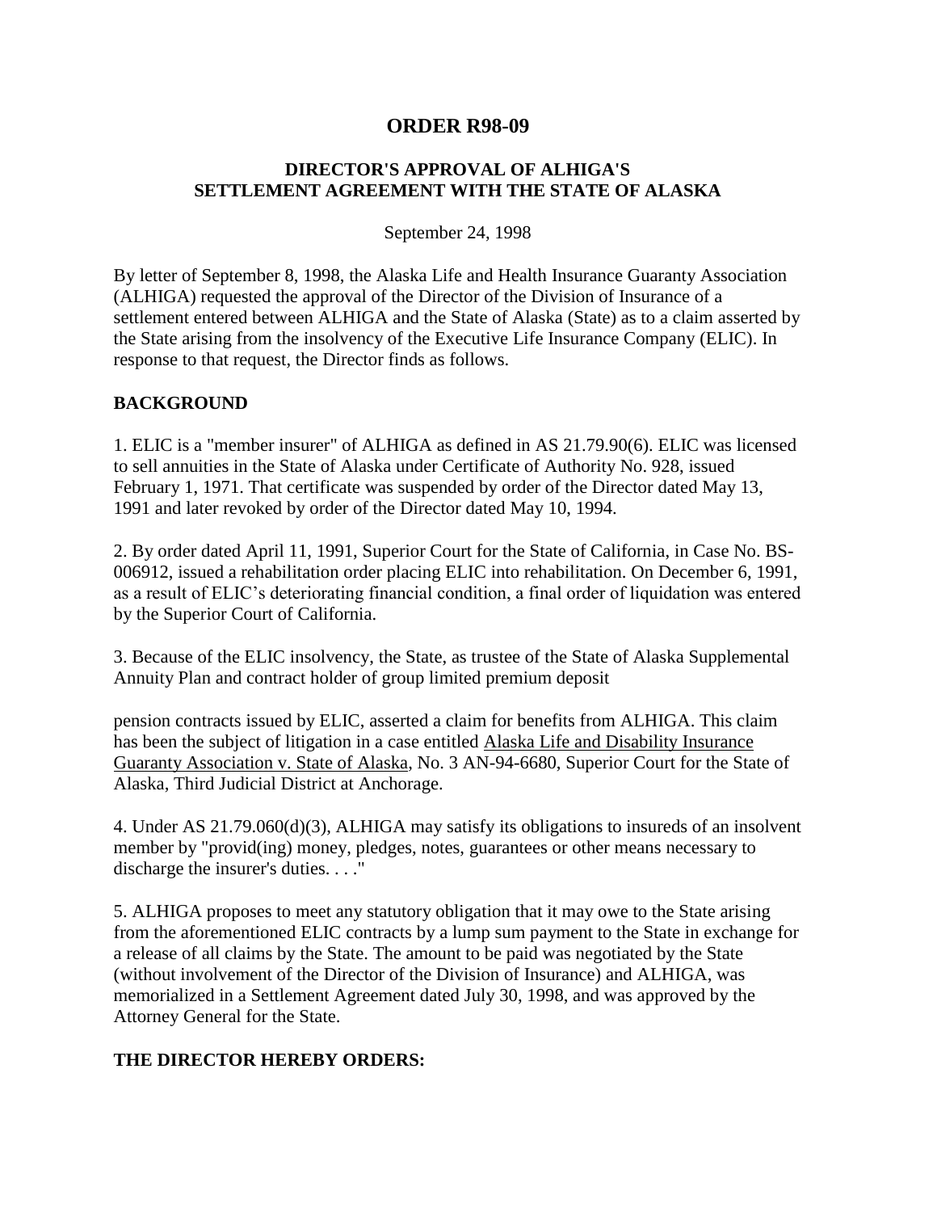# ORDER R98-09

## DIRECTOR'S APPROVAL OF ALHIGA'S SETTLEMENT AGREEMENT WITH THE STATE OF ALASKA

September 24, 1998

By letter of September 8, 1998, the Alaska Life and Health Insurance Guaranty Association (ALHIGA) requested the approval of the Director of the Division of Insurance of a settlement entered between ALHIGA and the State of Alaska (State) as to a claim asserted by the State arising from the insolvency of the Executive Life Insurance Company (ELIC). In response to that request, the Director finds as follows.

### BACKGROUND

1. ELIC is a "member insurer" of ALHIGA as defined in AS 21.79.90(6). ELIC was licensed to sell annuities in the State of Alaska under Certificate of Authority No. 928, issued February 1, 1971. That certificate was suspended by order of the Director dated May 13, 1991 and later revoked by order of the Director dated May 10, 1994.

2. By order dated April 11, 1991, Superior Court for the State of California, in Case No. BS-006912, issued a rehabilitation order placing ELIC into rehabilitation. On December 6, 1991, as a result of ELIC's deteriorating financial condition, a final order of liquidation was entered by the Superior Court of California.

3. Because of the ELIC insolvency, the State, as trustee of the State of Alaska Supplemental Annuity Plan and contract holder of group limited premium deposit pension contracts issued by ELIC, asserted a claim for benefits from ALHIGA. This claim has been the subject of litigation in a case entitled Alaska Life and Disability Insurance Guaranty Association v. State of Alaska, No. 3 AN-94-6680, Superior Court for the State of Alaska, Third Judicial District at Anchorage.

4. Under AS 21.79.060(d)(3), ALHIGA may satisfy its obligations to insureds of an insolvent member by "provid(ing) money, pledges, notes, guarantees or other means necessary to discharge the insurer's duties. . . ."

5. ALHIGA proposes to meet any statutory obligation that it may owe to the State arising from the aforementioned ELIC contracts by a lump sum payment to the State in exchange for a release of all claims by the State. The amount to be paid was negotiated by the State (without involvement of the Director of the Division of Insurance) and ALHIGA, was memorialized in a Settlement Agreement dated July 30, 1998, and was approved by the Attorney General for the State.

### THE DIRECTOR HEREBY ORDERS: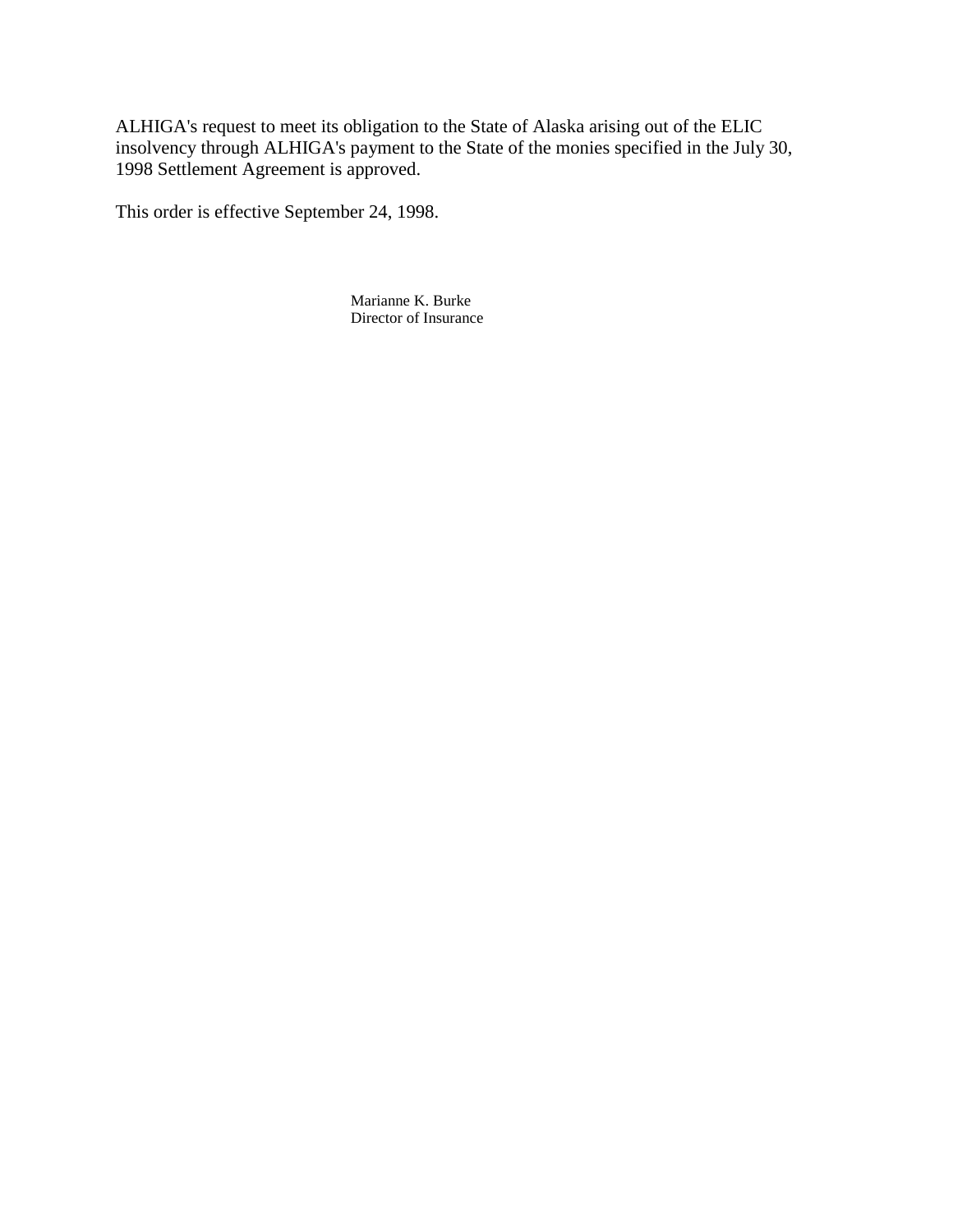ALHIGA's request to meet its obligation to the State of Alaska arising out of the ELIC insolvency through ALHIGA's payment to the State of the monies specified in the July 30, 1998 Settlement Agreement is approved.

This order is effective September 24, 1998.

Marianne K. Burke
Director of Insurance